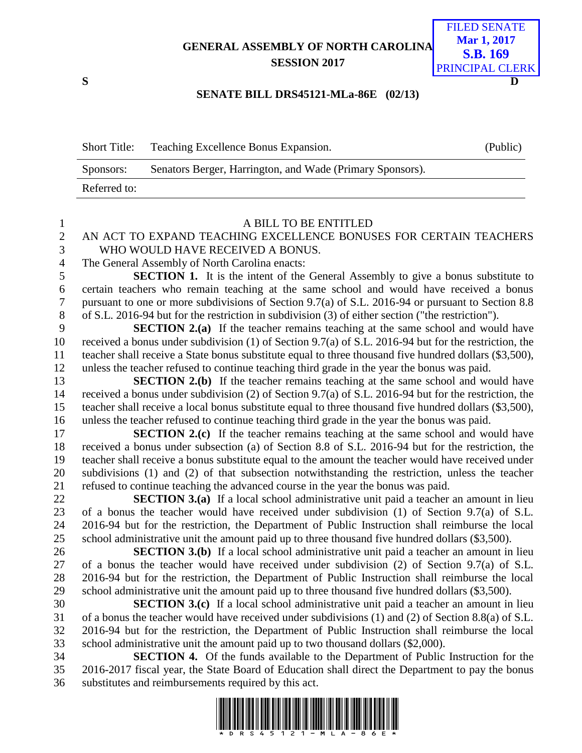FILED SENATE
Mar 1, 2017
S.B. 169
PRINCIPAL CLERK

**GENERAL ASSEMBLY OF NORTH CAROLINA**
**SESSION 2017**

**S** **D**

**SENATE BILL DRS45121-MLa-86E (02/13)**

| | | |
|---|---|---|
| Short Title: | Teaching Excellence Bonus Expansion. | (Public) |
| Sponsors: | Senators Berger, Harrington, and Wade (Primary Sponsors). | |
| Referred to: | | |

A BILL TO BE ENTITLED

AN ACT TO EXPAND TEACHING EXCELLENCE BONUSES FOR CERTAIN TEACHERS WHO WOULD HAVE RECEIVED A BONUS.

The General Assembly of North Carolina enacts:

**SECTION 1.** It is the intent of the General Assembly to give a bonus substitute to certain teachers who remain teaching at the same school and would have received a bonus pursuant to one or more subdivisions of Section 9.7(a) of S.L. 2016-94 or pursuant to Section 8.8 of S.L. 2016-94 but for the restriction in subdivision (3) of either section ("the restriction").

**SECTION 2.(a)** If the teacher remains teaching at the same school and would have received a bonus under subdivision (1) of Section 9.7(a) of S.L. 2016-94 but for the restriction, the teacher shall receive a State bonus substitute equal to three thousand five hundred dollars ($3,500), unless the teacher refused to continue teaching third grade in the year the bonus was paid.

**SECTION 2.(b)** If the teacher remains teaching at the same school and would have received a bonus under subdivision (2) of Section 9.7(a) of S.L. 2016-94 but for the restriction, the teacher shall receive a local bonus substitute equal to three thousand five hundred dollars ($3,500), unless the teacher refused to continue teaching third grade in the year the bonus was paid.

**SECTION 2.(c)** If the teacher remains teaching at the same school and would have received a bonus under subsection (a) of Section 8.8 of S.L. 2016-94 but for the restriction, the teacher shall receive a bonus substitute equal to the amount the teacher would have received under subdivisions (1) and (2) of that subsection notwithstanding the restriction, unless the teacher refused to continue teaching the advanced course in the year the bonus was paid.

**SECTION 3.(a)** If a local school administrative unit paid a teacher an amount in lieu of a bonus the teacher would have received under subdivision (1) of Section 9.7(a) of S.L. 2016-94 but for the restriction, the Department of Public Instruction shall reimburse the local school administrative unit the amount paid up to three thousand five hundred dollars ($3,500).

**SECTION 3.(b)** If a local school administrative unit paid a teacher an amount in lieu of a bonus the teacher would have received under subdivision (2) of Section 9.7(a) of S.L. 2016-94 but for the restriction, the Department of Public Instruction shall reimburse the local school administrative unit the amount paid up to three thousand five hundred dollars ($3,500).

**SECTION 3.(c)** If a local school administrative unit paid a teacher an amount in lieu of a bonus the teacher would have received under subdivisions (1) and (2) of Section 8.8(a) of S.L. 2016-94 but for the restriction, the Department of Public Instruction shall reimburse the local school administrative unit the amount paid up to two thousand dollars ($2,000).

**SECTION 4.** Of the funds available to the Department of Public Instruction for the 2016-2017 fiscal year, the State Board of Education shall direct the Department to pay the bonus substitutes and reimbursements required by this act.

\* D R S 4 5 1 2 1 - M L A - 8 6 E \*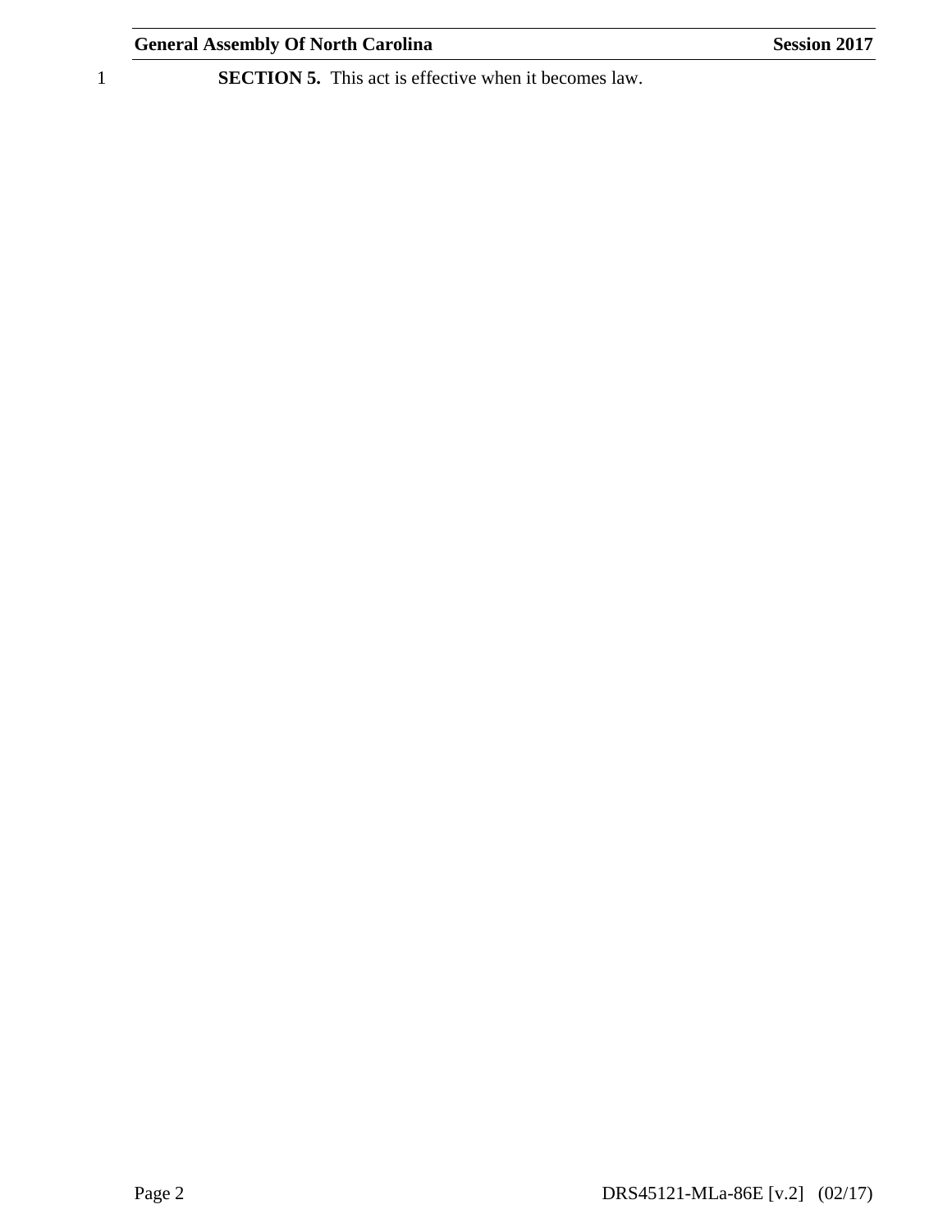**SECTION 5.** This act is effective when it becomes law.